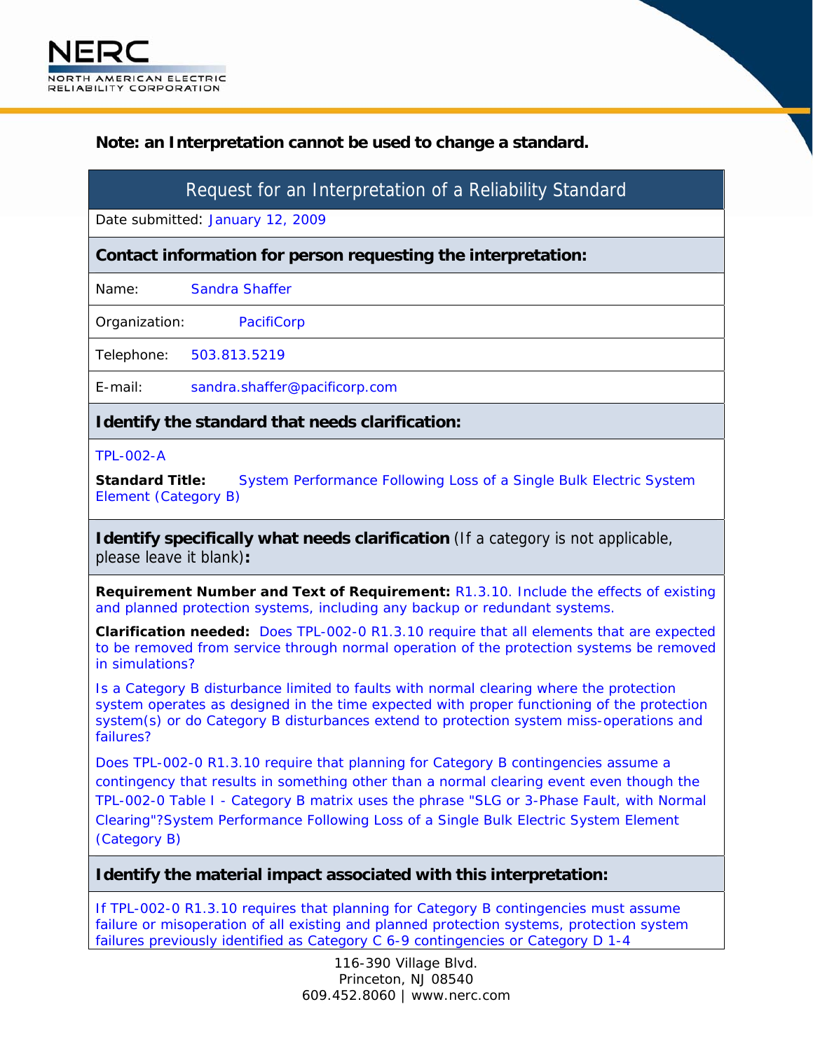**Note: an Interpretation cannot be used to change a standard.**

## Request for an Interpretation of a Reliability Standard

Date submitted: January 12, 2009

### Contact information for person requesting the interpretation:

Name: Sandra Shaffer

Organization: PacifiCorp

Telephone: 503.813.5219

E-mail: sandra.shaffer@pacificorp.com

### Identify the standard that needs clarification:

TPL-002-A

**Standard Title:** System Performance Following Loss of a Single Bulk Electric System Element (Category B)

### Identify specifically what needs clarification (If a category is not applicable, please leave it blank):

**Requirement Number and Text of Requirement:** R1.3.10. Include the effects of existing and planned protection systems, including any backup or redundant systems.

**Clarification needed:** Does TPL-002-0 R1.3.10 require that all elements that are expected to be removed from service through normal operation of the protection systems be removed in simulations?

Is a Category B disturbance limited to faults with normal clearing where the protection system operates as designed in the time expected with proper functioning of the protection system(s) or do Category B disturbances extend to protection system miss-operations and failures?

Does TPL-002-0 R1.3.10 require that planning for Category B contingencies assume a contingency that results in something other than a normal clearing event even though the TPL-002-0 Table I - Category B matrix uses the phrase "SLG or 3-Phase Fault, with Normal Clearing"?System Performance Following Loss of a Single Bulk Electric System Element (Category B)

### Identify the material impact associated with this interpretation:

If TPL-002-0 R1.3.10 requires that planning for Category B contingencies must assume failure or misoperation of all existing and planned protection systems, protection system failures previously identified as Category C 6-9 contingencies or Category D 1-4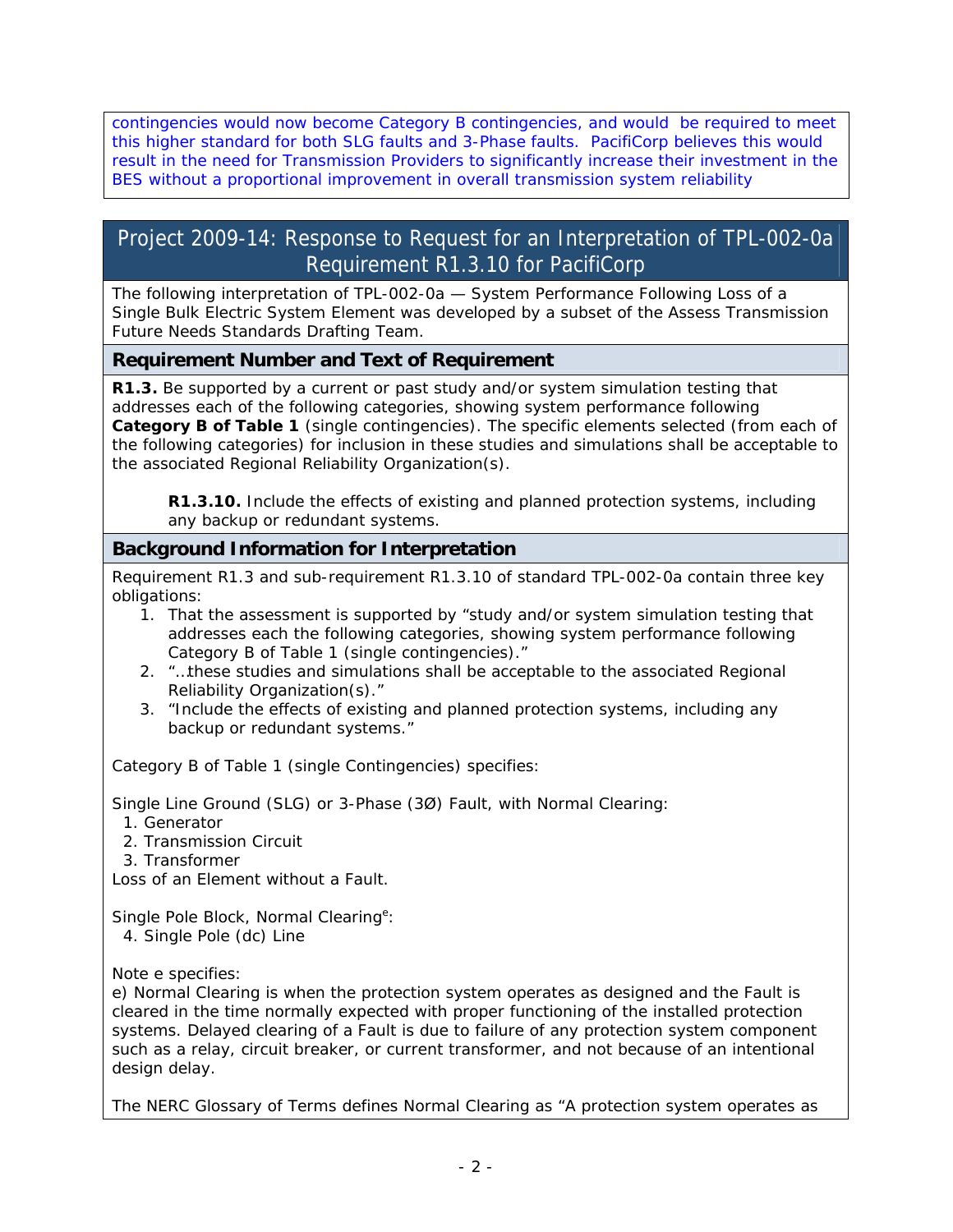contingencies would now become Category B contingencies, and would be required to meet this higher standard for both SLG faults and 3-Phase faults. PacifiCorp believes this would result in the need for Transmission Providers to significantly increase their investment in the BES without a proportional improvement in overall transmission system reliability

## Project 2009-14: Response to Request for an Interpretation of TPL-002-0a Requirement R1.3.10 for PacifiCorp

The following interpretation of TPL-002-0a — System Performance Following Loss of a Single Bulk Electric System Element was developed by a subset of the Assess Transmission Future Needs Standards Drafting Team.

### Requirement Number and Text of Requirement

**R1.3.** Be supported by a current or past study and/or system simulation testing that addresses each of the following categories, showing system performance following **Category B of Table 1** (single contingencies). The specific elements selected (from each of the following categories) for inclusion in these studies and simulations shall be acceptable to the associated Regional Reliability Organization(s).

> **R1.3.10.** Include the effects of existing and planned protection systems, including any backup or redundant systems.

### Background Information for Interpretation

Requirement R1.3 and sub-requirement R1.3.10 of standard TPL-002-0a contain three key obligations:

1. That the assessment is supported by "study and/or system simulation testing that addresses each the following categories, showing system performance following Category B of Table 1 (single contingencies)."
2. "…these studies and simulations shall be acceptable to the associated Regional Reliability Organization(s)."
3. "Include the effects of existing and planned protection systems, including any backup or redundant systems."

Category B of Table 1 (single Contingencies) specifies:

Single Line Ground (SLG) or 3-Phase (3Ø) Fault, with Normal Clearing:

1. Generator
2. Transmission Circuit
3. Transformer

Loss of an Element without a Fault.

Single Pole Block, Normal Clearing[e]:

4. Single Pole (dc) Line

Note e specifies:
e) Normal Clearing is when the protection system operates as designed and the Fault is cleared in the time normally expected with proper functioning of the installed protection systems. Delayed clearing of a Fault is due to failure of any protection system component such as a relay, circuit breaker, or current transformer, and not because of an intentional design delay.

The NERC Glossary of Terms defines Normal Clearing as "A protection system operates as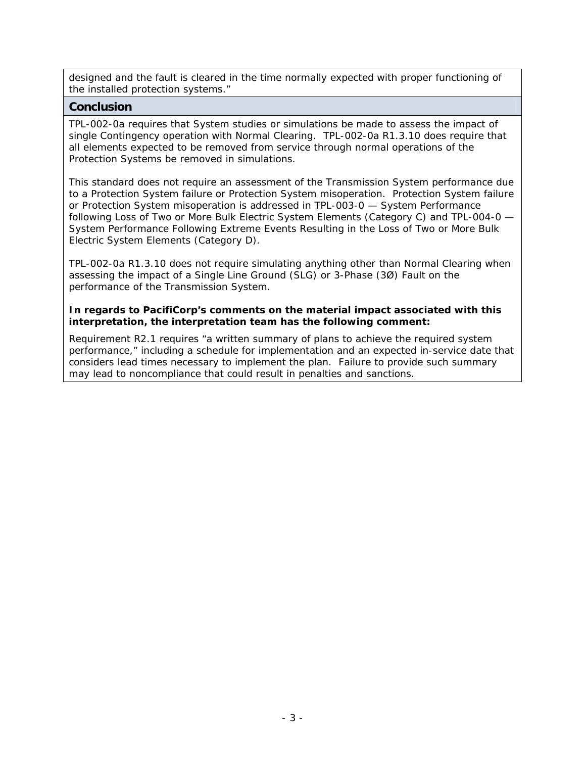designed and the fault is cleared in the time normally expected with proper functioning of the installed protection systems."

## Conclusion

TPL-002-0a requires that System studies or simulations be made to assess the impact of single Contingency operation with Normal Clearing. TPL-002-0a R1.3.10 does require that all elements expected to be removed from service through normal operations of the Protection Systems be removed in simulations.

This standard does not require an assessment of the Transmission System performance due to a Protection System failure or Protection System misoperation. Protection System failure or Protection System misoperation is addressed in TPL-003-0 — System Performance following Loss of Two or More Bulk Electric System Elements (Category C) and TPL-004-0 — System Performance Following Extreme Events Resulting in the Loss of Two or More Bulk Electric System Elements (Category D).

TPL-002-0a R1.3.10 does not require simulating anything other than Normal Clearing when assessing the impact of a Single Line Ground (SLG) or 3-Phase (3Ø) Fault on the performance of the Transmission System.

**In regards to PacifiCorp's comments on the material impact associated with this interpretation, the interpretation team has the following comment:**

Requirement R2.1 requires "a written summary of plans to achieve the required system performance," including a schedule for implementation and an expected in-service date that considers lead times necessary to implement the plan. Failure to provide such summary may lead to noncompliance that could result in penalties and sanctions.